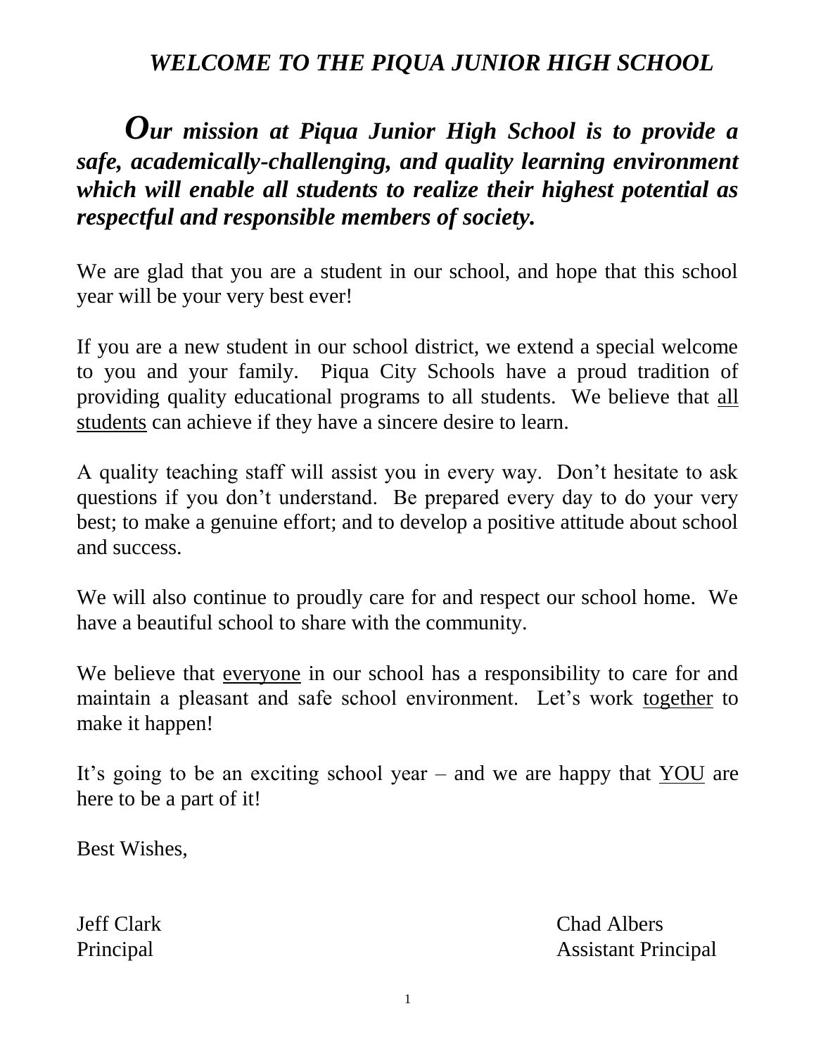# *WELCOME TO THE PIQUA JUNIOR HIGH SCHOOL*

***Our mission at Piqua Junior High School is to provide a safe, academically-challenging, and quality learning environment which will enable all students to realize their highest potential as respectful and responsible members of society.***

We are glad that you are a student in our school, and hope that this school year will be your very best ever!

If you are a new student in our school district, we extend a special welcome to you and your family. Piqua City Schools have a proud tradition of providing quality educational programs to all students. We believe that <u>all students</u> can achieve if they have a sincere desire to learn.

A quality teaching staff will assist you in every way. Don't hesitate to ask questions if you don't understand. Be prepared every day to do your very best; to make a genuine effort; and to develop a positive attitude about school and success.

We will also continue to proudly care for and respect our school home. We have a beautiful school to share with the community.

We believe that <u>everyone</u> in our school has a responsibility to care for and maintain a pleasant and safe school environment. Let's work <u>together</u> to make it happen!

It's going to be an exciting school year – and we are happy that <u>YOU</u> are here to be a part of it!

Best Wishes,

Jeff Clark
Principal

Chad Albers
Assistant Principal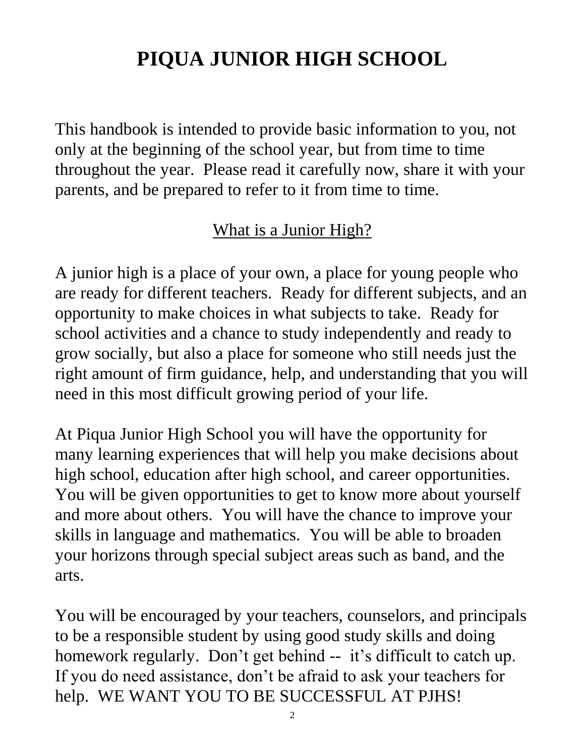# PIQUA JUNIOR HIGH SCHOOL

This handbook is intended to provide basic information to you, not only at the beginning of the school year, but from time to time throughout the year. Please read it carefully now, share it with your parents, and be prepared to refer to it from time to time.

## What is a Junior High?

A junior high is a place of your own, a place for young people who are ready for different teachers. Ready for different subjects, and an opportunity to make choices in what subjects to take. Ready for school activities and a chance to study independently and ready to grow socially, but also a place for someone who still needs just the right amount of firm guidance, help, and understanding that you will need in this most difficult growing period of your life.

At Piqua Junior High School you will have the opportunity for many learning experiences that will help you make decisions about high school, education after high school, and career opportunities. You will be given opportunities to get to know more about yourself and more about others. You will have the chance to improve your skills in language and mathematics. You will be able to broaden your horizons through special subject areas such as band, and the arts.

You will be encouraged by your teachers, counselors, and principals to be a responsible student by using good study skills and doing homework regularly. Don't get behind -- it's difficult to catch up. If you do need assistance, don't be afraid to ask your teachers for help. WE WANT YOU TO BE SUCCESSFUL AT PJHS!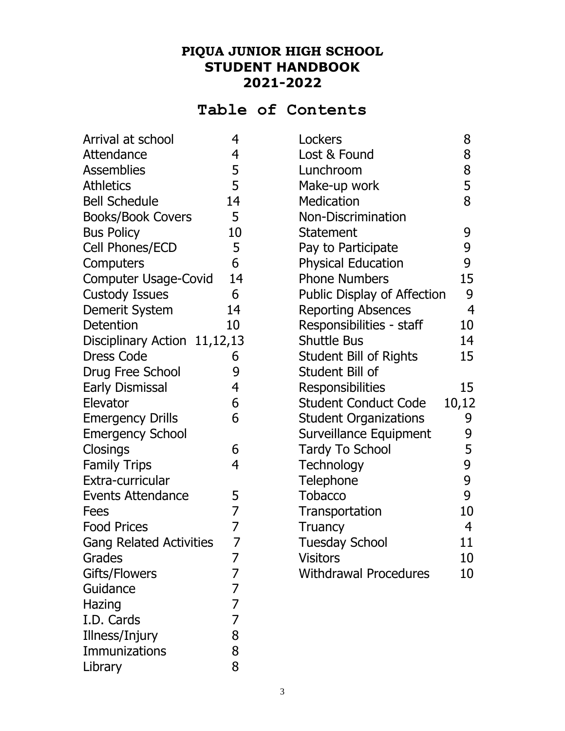# PIQUA JUNIOR HIGH SCHOOL
# STUDENT HANDBOOK
# 2021-2022

## Table of Contents

| Topic | Page |
|---|---|
| Arrival at school | 4 |
| Attendance | 4 |
| Assemblies | 5 |
| Athletics | 5 |
| Bell Schedule | 14 |
| Books/Book Covers | 5 |
| Bus Policy | 10 |
| Cell Phones/ECD | 5 |
| Computers | 6 |
| Computer Usage-Covid | 14 |
| Custody Issues | 6 |
| Demerit System | 14 |
| Detention | 10 |
| Disciplinary Action | 11,12,13 |
| Dress Code | 6 |
| Drug Free School | 9 |
| Early Dismissal | 4 |
| Elevator | 6 |
| Emergency Drills | 6 |
| Emergency School Closings | 6 |
| Family Trips | 4 |
| Extra-curricular Events Attendance | 5 |
| Fees | 7 |
| Food Prices | 7 |
| Gang Related Activities | 7 |
| Grades | 7 |
| Gifts/Flowers | 7 |
| Guidance | 7 |
| Hazing | 7 |
| I.D. Cards | 7 |
| Illness/Injury | 8 |
| Immunizations | 8 |
| Library | 8 |
| Lockers | 8 |
| Lost & Found | 8 |
| Lunchroom | 8 |
| Make-up work | 5 |
| Medication | 8 |
| Non-Discrimination Statement | 9 |
| Pay to Participate | 9 |
| Physical Education | 9 |
| Phone Numbers | 15 |
| Public Display of Affection | 9 |
| Reporting Absences | 4 |
| Responsibilities - staff | 10 |
| Shuttle Bus | 14 |
| Student Bill of Rights | 15 |
| Student Bill of Responsibilities | 15 |
| Student Conduct Code | 10,12 |
| Student Organizations | 9 |
| Surveillance Equipment | 9 |
| Tardy To School | 5 |
| Technology | 9 |
| Telephone | 9 |
| Tobacco | 9 |
| Transportation | 10 |
| Truancy | 4 |
| Tuesday School | 11 |
| Visitors | 10 |
| Withdrawal Procedures | 10 |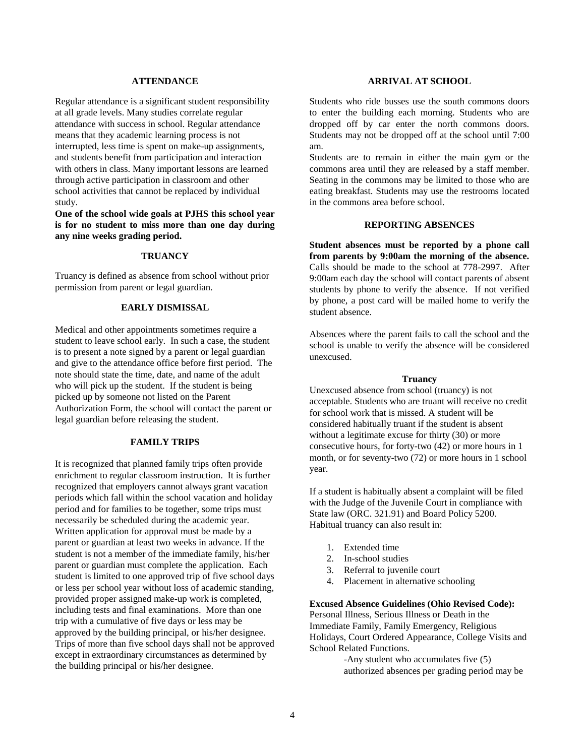## ATTENDANCE

Regular attendance is a significant student responsibility at all grade levels. Many studies correlate regular attendance with success in school. Regular attendance means that they academic learning process is not interrupted, less time is spent on make-up assignments, and students benefit from participation and interaction with others in class. Many important lessons are learned through active participation in classroom and other school activities that cannot be replaced by individual study.

**One of the school wide goals at PJHS this school year is for no student to miss more than one day during any nine weeks grading period.**

## TRUANCY

Truancy is defined as absence from school without prior permission from parent or legal guardian.

## EARLY DISMISSAL

Medical and other appointments sometimes require a student to leave school early. In such a case, the student is to present a note signed by a parent or legal guardian and give to the attendance office before first period. The note should state the time, date, and name of the adult who will pick up the student. If the student is being picked up by someone not listed on the Parent Authorization Form, the school will contact the parent or legal guardian before releasing the student.

## FAMILY TRIPS

It is recognized that planned family trips often provide enrichment to regular classroom instruction. It is further recognized that employers cannot always grant vacation periods which fall within the school vacation and holiday period and for families to be together, some trips must necessarily be scheduled during the academic year. Written application for approval must be made by a parent or guardian at least two weeks in advance. If the student is not a member of the immediate family, his/her parent or guardian must complete the application. Each student is limited to one approved trip of five school days or less per school year without loss of academic standing, provided proper assigned make-up work is completed, including tests and final examinations. More than one trip with a cumulative of five days or less may be approved by the building principal, or his/her designee. Trips of more than five school days shall not be approved except in extraordinary circumstances as determined by the building principal or his/her designee.

## ARRIVAL AT SCHOOL

Students who ride busses use the south commons doors to enter the building each morning. Students who are dropped off by car enter the north commons doors. Students may not be dropped off at the school until 7:00 am.

Students are to remain in either the main gym or the commons area until they are released by a staff member. Seating in the commons may be limited to those who are eating breakfast. Students may use the restrooms located in the commons area before school.

## REPORTING ABSENCES

**Student absences must be reported by a phone call from parents by 9:00am the morning of the absence.** Calls should be made to the school at 778-2997. After 9:00am each day the school will contact parents of absent students by phone to verify the absence. If not verified by phone, a post card will be mailed home to verify the student absence.

Absences where the parent fails to call the school and the school is unable to verify the absence will be considered unexcused.

### Truancy

Unexcused absence from school (truancy) is not acceptable. Students who are truant will receive no credit for school work that is missed. A student will be considered habitually truant if the student is absent without a legitimate excuse for thirty (30) or more consecutive hours, for forty-two (42) or more hours in 1 month, or for seventy-two (72) or more hours in 1 school year.

If a student is habitually absent a complaint will be filed with the Judge of the Juvenile Court in compliance with State law (ORC. 321.91) and Board Policy 5200. Habitual truancy can also result in:

1. Extended time
2. In-school studies
3. Referral to juvenile court
4. Placement in alternative schooling

**Excused Absence Guidelines (Ohio Revised Code):**
Personal Illness, Serious Illness or Death in the Immediate Family, Family Emergency, Religious Holidays, Court Ordered Appearance, College Visits and School Related Functions.

-Any student who accumulates five (5) authorized absences per grading period may be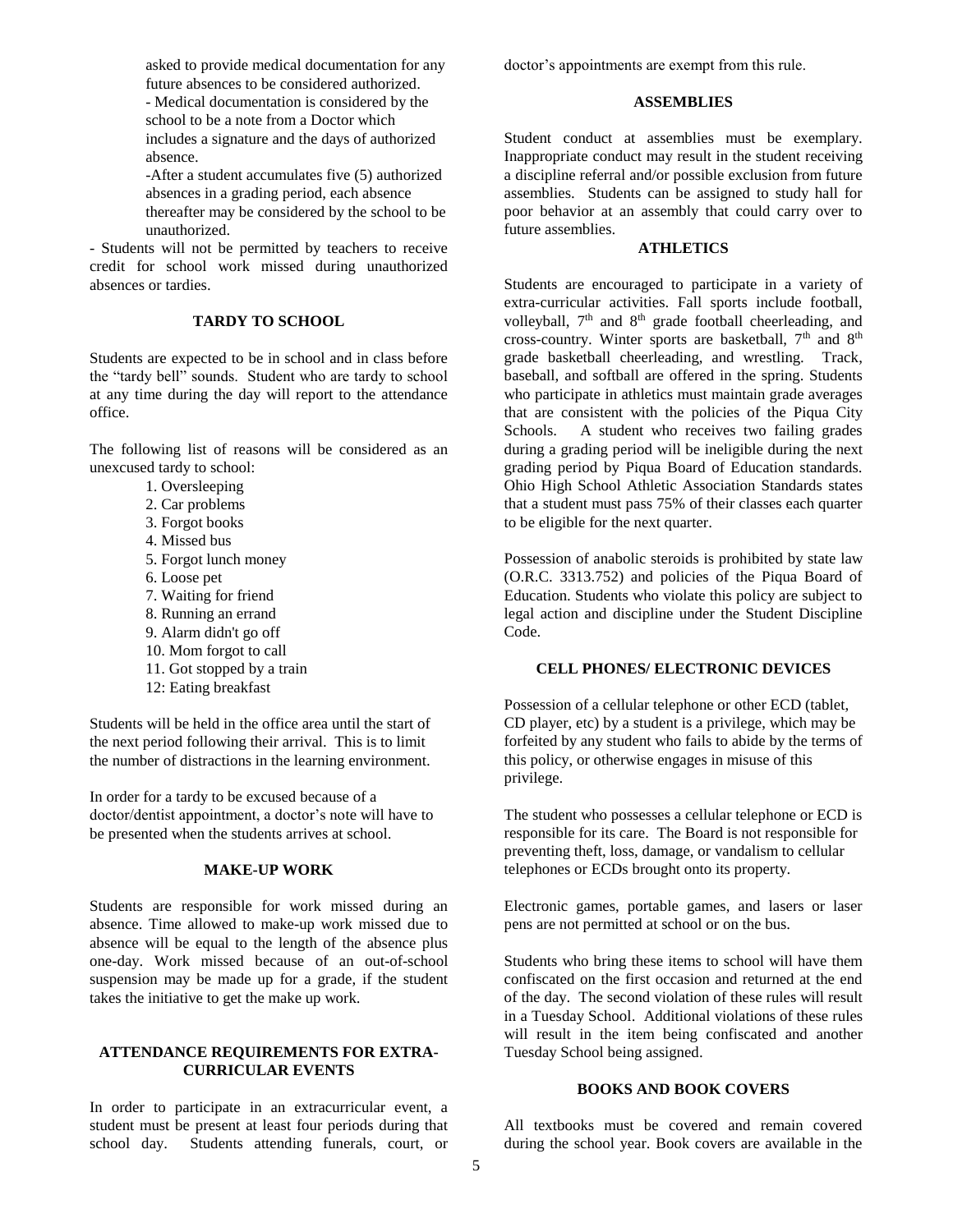asked to provide medical documentation for any future absences to be considered authorized.
- Medical documentation is considered by the school to be a note from a Doctor which includes a signature and the days of authorized absence.
-After a student accumulates five (5) authorized absences in a grading period, each absence thereafter may be considered by the school to be unauthorized.

- Students will not be permitted by teachers to receive credit for school work missed during unauthorized absences or tardies.

## TARDY TO SCHOOL

Students are expected to be in school and in class before the "tardy bell" sounds. Student who are tardy to school at any time during the day will report to the attendance office.

The following list of reasons will be considered as an unexcused tardy to school:

1. Oversleeping
2. Car problems
3. Forgot books
4. Missed bus
5. Forgot lunch money
6. Loose pet
7. Waiting for friend
8. Running an errand
9. Alarm didn't go off
10. Mom forgot to call
11. Got stopped by a train
12: Eating breakfast

Students will be held in the office area until the start of the next period following their arrival. This is to limit the number of distractions in the learning environment.

In order for a tardy to be excused because of a doctor/dentist appointment, a doctor's note will have to be presented when the students arrives at school.

## MAKE-UP WORK

Students are responsible for work missed during an absence. Time allowed to make-up work missed due to absence will be equal to the length of the absence plus one-day. Work missed because of an out-of-school suspension may be made up for a grade, if the student takes the initiative to get the make up work.

## ATTENDANCE REQUIREMENTS FOR EXTRA-CURRICULAR EVENTS

In order to participate in an extracurricular event, a student must be present at least four periods during that school day. Students attending funerals, court, or doctor's appointments are exempt from this rule.

## ASSEMBLIES

Student conduct at assemblies must be exemplary. Inappropriate conduct may result in the student receiving a discipline referral and/or possible exclusion from future assemblies. Students can be assigned to study hall for poor behavior at an assembly that could carry over to future assemblies.

## ATHLETICS

Students are encouraged to participate in a variety of extra-curricular activities. Fall sports include football, volleyball, 7th and 8th grade football cheerleading, and cross-country. Winter sports are basketball, 7th and 8th grade basketball cheerleading, and wrestling. Track, baseball, and softball are offered in the spring. Students who participate in athletics must maintain grade averages that are consistent with the policies of the Piqua City Schools. A student who receives two failing grades during a grading period will be ineligible during the next grading period by Piqua Board of Education standards. Ohio High School Athletic Association Standards states that a student must pass 75% of their classes each quarter to be eligible for the next quarter.

Possession of anabolic steroids is prohibited by state law (O.R.C. 3313.752) and policies of the Piqua Board of Education. Students who violate this policy are subject to legal action and discipline under the Student Discipline Code.

## CELL PHONES/ ELECTRONIC DEVICES

Possession of a cellular telephone or other ECD (tablet, CD player, etc) by a student is a privilege, which may be forfeited by any student who fails to abide by the terms of this policy, or otherwise engages in misuse of this privilege.

The student who possesses a cellular telephone or ECD is responsible for its care. The Board is not responsible for preventing theft, loss, damage, or vandalism to cellular telephones or ECDs brought onto its property.

Electronic games, portable games, and lasers or laser pens are not permitted at school or on the bus.

Students who bring these items to school will have them confiscated on the first occasion and returned at the end of the day. The second violation of these rules will result in a Tuesday School. Additional violations of these rules will result in the item being confiscated and another Tuesday School being assigned.

## BOOKS AND BOOK COVERS

All textbooks must be covered and remain covered during the school year. Book covers are available in the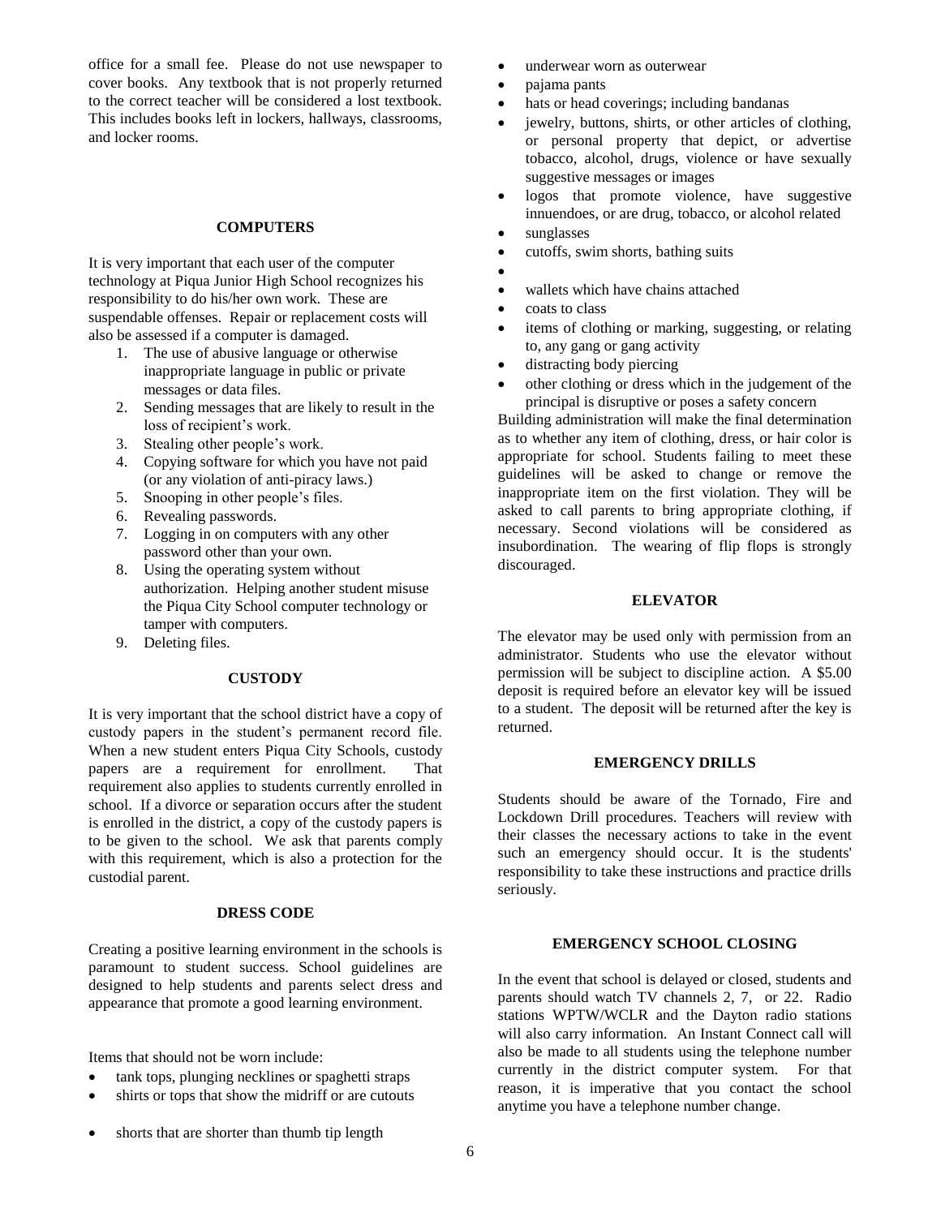office for a small fee. Please do not use newspaper to cover books. Any textbook that is not properly returned to the correct teacher will be considered a lost textbook. This includes books left in lockers, hallways, classrooms, and locker rooms.

### COMPUTERS

It is very important that each user of the computer technology at Piqua Junior High School recognizes his responsibility to do his/her own work. These are suspendable offenses. Repair or replacement costs will also be assessed if a computer is damaged.

1. The use of abusive language or otherwise inappropriate language in public or private messages or data files.
2. Sending messages that are likely to result in the loss of recipient's work.
3. Stealing other people's work.
4. Copying software for which you have not paid (or any violation of anti-piracy laws.)
5. Snooping in other people's files.
6. Revealing passwords.
7. Logging in on computers with any other password other than your own.
8. Using the operating system without authorization. Helping another student misuse the Piqua City School computer technology or tamper with computers.
9. Deleting files.

### CUSTODY

It is very important that the school district have a copy of custody papers in the student's permanent record file. When a new student enters Piqua City Schools, custody papers are a requirement for enrollment. That requirement also applies to students currently enrolled in school. If a divorce or separation occurs after the student is enrolled in the district, a copy of the custody papers is to be given to the school. We ask that parents comply with this requirement, which is also a protection for the custodial parent.

### DRESS CODE

Creating a positive learning environment in the schools is paramount to student success. School guidelines are designed to help students and parents select dress and appearance that promote a good learning environment.

Items that should not be worn include:

- tank tops, plunging necklines or spaghetti straps
- shirts or tops that show the midriff or are cutouts
- shorts that are shorter than thumb tip length
- underwear worn as outerwear
- pajama pants
- hats or head coverings; including bandanas
- jewelry, buttons, shirts, or other articles of clothing, or personal property that depict, or advertise tobacco, alcohol, drugs, violence or have sexually suggestive messages or images
- logos that promote violence, have suggestive innuendoes, or are drug, tobacco, or alcohol related
- sunglasses
- cutoffs, swim shorts, bathing suits
- 
- wallets which have chains attached
- coats to class
- items of clothing or marking, suggesting, or relating to, any gang or gang activity
- distracting body piercing
- other clothing or dress which in the judgement of the principal is disruptive or poses a safety concern

Building administration will make the final determination as to whether any item of clothing, dress, or hair color is appropriate for school. Students failing to meet these guidelines will be asked to change or remove the inappropriate item on the first violation. They will be asked to call parents to bring appropriate clothing, if necessary. Second violations will be considered as insubordination. The wearing of flip flops is strongly discouraged.

### ELEVATOR

The elevator may be used only with permission from an administrator. Students who use the elevator without permission will be subject to discipline action. A $5.00 deposit is required before an elevator key will be issued to a student. The deposit will be returned after the key is returned.

### EMERGENCY DRILLS

Students should be aware of the Tornado, Fire and Lockdown Drill procedures. Teachers will review with their classes the necessary actions to take in the event such an emergency should occur. It is the students' responsibility to take these instructions and practice drills seriously.

### EMERGENCY SCHOOL CLOSING

In the event that school is delayed or closed, students and parents should watch TV channels 2, 7, or 22. Radio stations WPTW/WCLR and the Dayton radio stations will also carry information. An Instant Connect call will also be made to all students using the telephone number currently in the district computer system. For that reason, it is imperative that you contact the school anytime you have a telephone number change.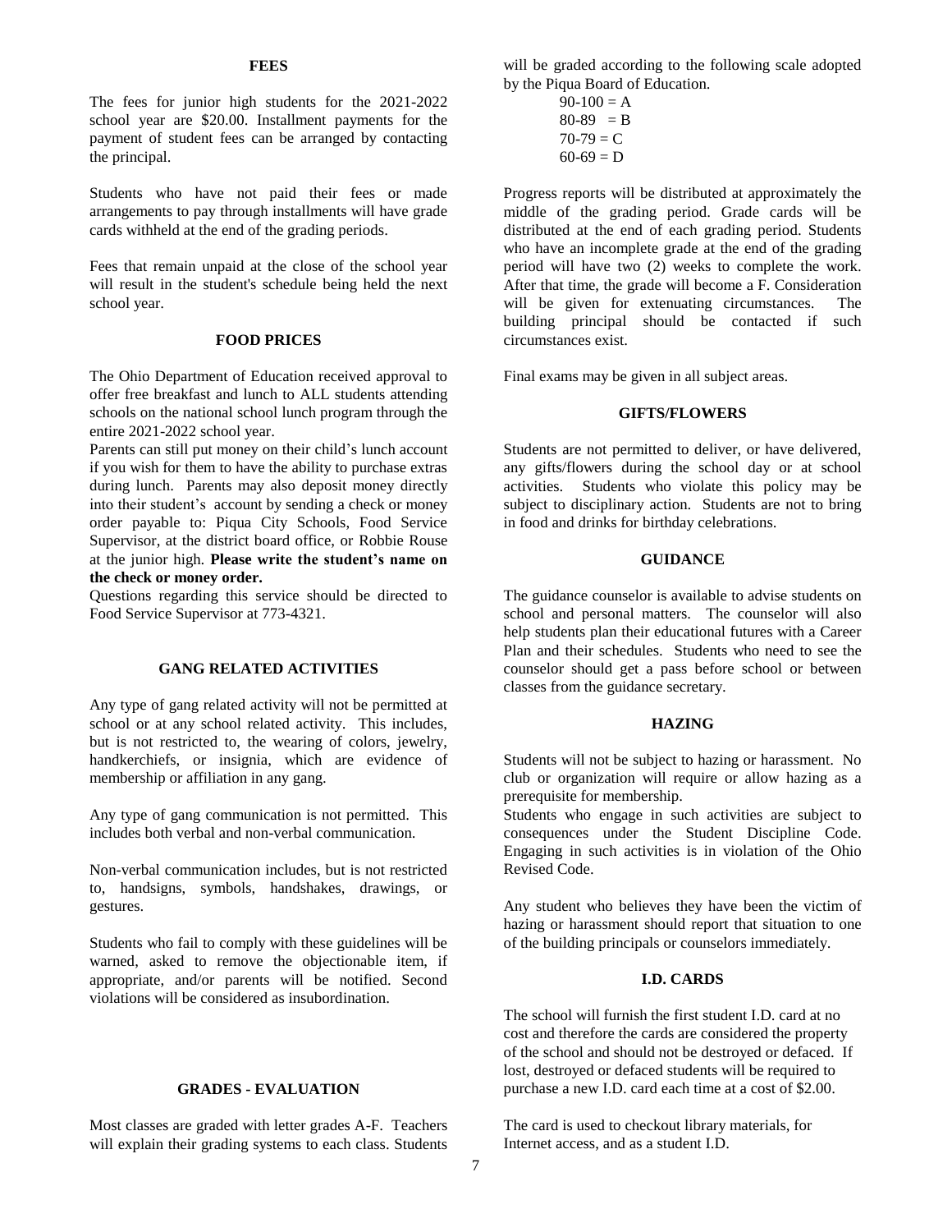## FEES

The fees for junior high students for the 2021-2022 school year are $20.00. Installment payments for the payment of student fees can be arranged by contacting the principal.

Students who have not paid their fees or made arrangements to pay through installments will have grade cards withheld at the end of the grading periods.

Fees that remain unpaid at the close of the school year will result in the student's schedule being held the next school year.

## FOOD PRICES

The Ohio Department of Education received approval to offer free breakfast and lunch to ALL students attending schools on the national school lunch program through the entire 2021-2022 school year.

Parents can still put money on their child's lunch account if you wish for them to have the ability to purchase extras during lunch. Parents may also deposit money directly into their student's account by sending a check or money order payable to: Piqua City Schools, Food Service Supervisor, at the district board office, or Robbie Rouse at the junior high. **Please write the student's name on the check or money order.**

Questions regarding this service should be directed to Food Service Supervisor at 773-4321.

## GANG RELATED ACTIVITIES

Any type of gang related activity will not be permitted at school or at any school related activity. This includes, but is not restricted to, the wearing of colors, jewelry, handkerchiefs, or insignia, which are evidence of membership or affiliation in any gang.

Any type of gang communication is not permitted. This includes both verbal and non-verbal communication.

Non-verbal communication includes, but is not restricted to, handsigns, symbols, handshakes, drawings, or gestures.

Students who fail to comply with these guidelines will be warned, asked to remove the objectionable item, if appropriate, and/or parents will be notified. Second violations will be considered as insubordination.

## GRADES - EVALUATION

Most classes are graded with letter grades A-F. Teachers will explain their grading systems to each class. Students will be graded according to the following scale adopted by the Piqua Board of Education.

90-100 = A
80-89 = B
70-79 = C
60-69 = D

Progress reports will be distributed at approximately the middle of the grading period. Grade cards will be distributed at the end of each grading period. Students who have an incomplete grade at the end of the grading period will have two (2) weeks to complete the work. After that time, the grade will become a F. Consideration will be given for extenuating circumstances. The building principal should be contacted if such circumstances exist.

Final exams may be given in all subject areas.

## GIFTS/FLOWERS

Students are not permitted to deliver, or have delivered, any gifts/flowers during the school day or at school activities. Students who violate this policy may be subject to disciplinary action. Students are not to bring in food and drinks for birthday celebrations.

## GUIDANCE

The guidance counselor is available to advise students on school and personal matters. The counselor will also help students plan their educational futures with a Career Plan and their schedules. Students who need to see the counselor should get a pass before school or between classes from the guidance secretary.

## HAZING

Students will not be subject to hazing or harassment. No club or organization will require or allow hazing as a prerequisite for membership.

Students who engage in such activities are subject to consequences under the Student Discipline Code. Engaging in such activities is in violation of the Ohio Revised Code.

Any student who believes they have been the victim of hazing or harassment should report that situation to one of the building principals or counselors immediately.

## I.D. CARDS

The school will furnish the first student I.D. card at no cost and therefore the cards are considered the property of the school and should not be destroyed or defaced. If lost, destroyed or defaced students will be required to purchase a new I.D. card each time at a cost of $2.00.

The card is used to checkout library materials, for Internet access, and as a student I.D.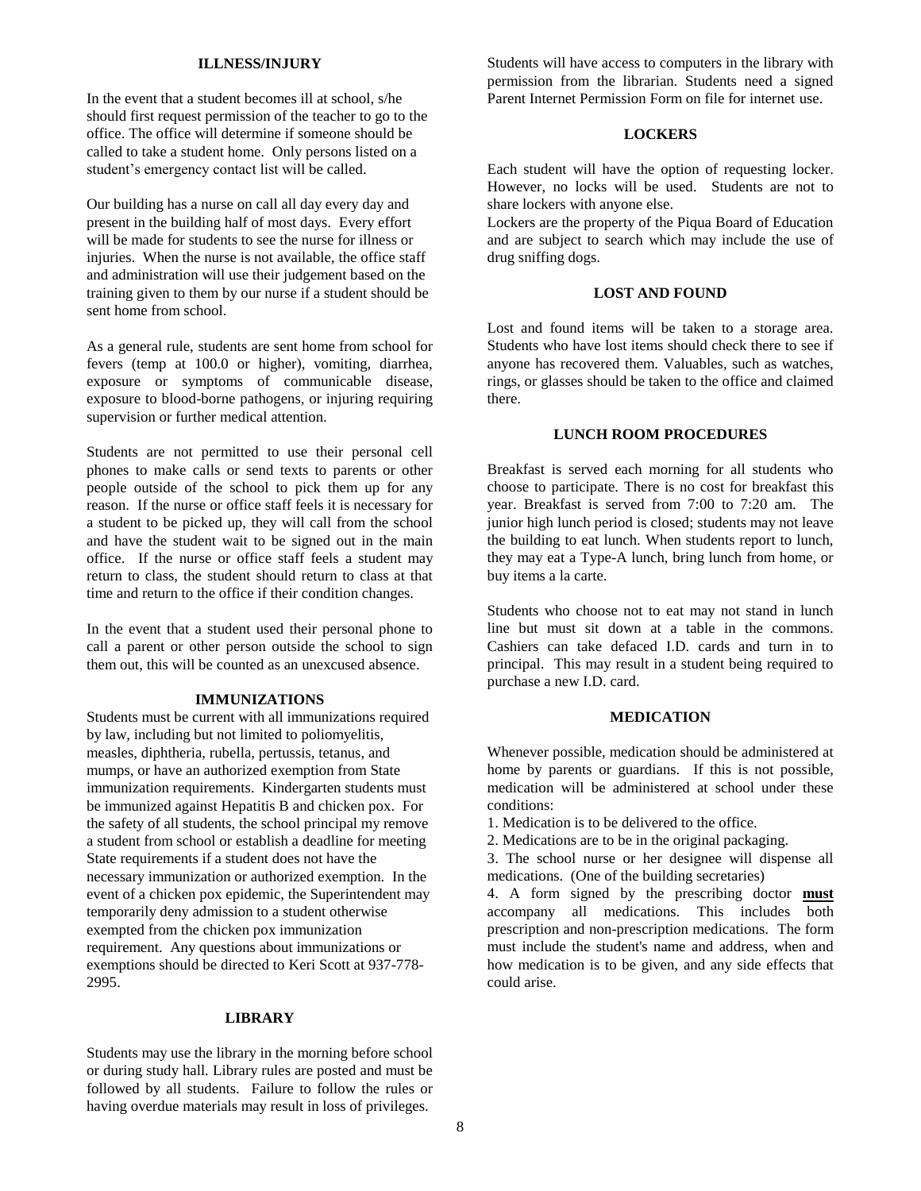## ILLNESS/INJURY

In the event that a student becomes ill at school, s/he should first request permission of the teacher to go to the office. The office will determine if someone should be called to take a student home. Only persons listed on a student's emergency contact list will be called.

Our building has a nurse on call all day every day and present in the building half of most days. Every effort will be made for students to see the nurse for illness or injuries. When the nurse is not available, the office staff and administration will use their judgement based on the training given to them by our nurse if a student should be sent home from school.

As a general rule, students are sent home from school for fevers (temp at 100.0 or higher), vomiting, diarrhea, exposure or symptoms of communicable disease, exposure to blood-borne pathogens, or injuring requiring supervision or further medical attention.

Students are not permitted to use their personal cell phones to make calls or send texts to parents or other people outside of the school to pick them up for any reason. If the nurse or office staff feels it is necessary for a student to be picked up, they will call from the school and have the student wait to be signed out in the main office. If the nurse or office staff feels a student may return to class, the student should return to class at that time and return to the office if their condition changes.

In the event that a student used their personal phone to call a parent or other person outside the school to sign them out, this will be counted as an unexcused absence.

## IMMUNIZATIONS

Students must be current with all immunizations required by law, including but not limited to poliomyelitis, measles, diphtheria, rubella, pertussis, tetanus, and mumps, or have an authorized exemption from State immunization requirements. Kindergarten students must be immunized against Hepatitis B and chicken pox. For the safety of all students, the school principal my remove a student from school or establish a deadline for meeting State requirements if a student does not have the necessary immunization or authorized exemption. In the event of a chicken pox epidemic, the Superintendent may temporarily deny admission to a student otherwise exempted from the chicken pox immunization requirement. Any questions about immunizations or exemptions should be directed to Keri Scott at 937-778-2995.

## LIBRARY

Students may use the library in the morning before school or during study hall. Library rules are posted and must be followed by all students. Failure to follow the rules or having overdue materials may result in loss of privileges.

Students will have access to computers in the library with permission from the librarian. Students need a signed Parent Internet Permission Form on file for internet use.

## LOCKERS

Each student will have the option of requesting locker. However, no locks will be used. Students are not to share lockers with anyone else.

Lockers are the property of the Piqua Board of Education and are subject to search which may include the use of drug sniffing dogs.

## LOST AND FOUND

Lost and found items will be taken to a storage area. Students who have lost items should check there to see if anyone has recovered them. Valuables, such as watches, rings, or glasses should be taken to the office and claimed there.

## LUNCH ROOM PROCEDURES

Breakfast is served each morning for all students who choose to participate. There is no cost for breakfast this year. Breakfast is served from 7:00 to 7:20 am. The junior high lunch period is closed; students may not leave the building to eat lunch. When students report to lunch, they may eat a Type-A lunch, bring lunch from home, or buy items a la carte.

Students who choose not to eat may not stand in lunch line but must sit down at a table in the commons. Cashiers can take defaced I.D. cards and turn in to principal. This may result in a student being required to purchase a new I.D. card.

## MEDICATION

Whenever possible, medication should be administered at home by parents or guardians. If this is not possible, medication will be administered at school under these conditions:

1. Medication is to be delivered to the office.
2. Medications are to be in the original packaging.
3. The school nurse or her designee will dispense all medications. (One of the building secretaries)
4. A form signed by the prescribing doctor **must** accompany all medications. This includes both prescription and non-prescription medications. The form must include the student's name and address, when and how medication is to be given, and any side effects that could arise.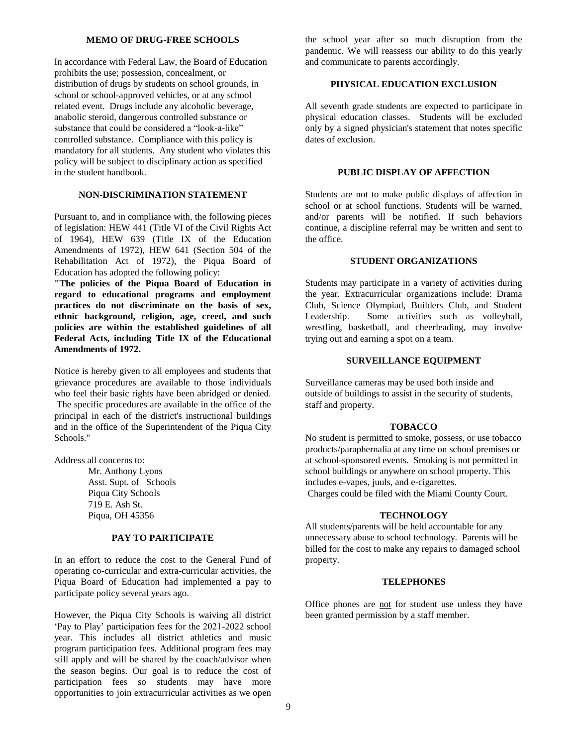## MEMO OF DRUG-FREE SCHOOLS

In accordance with Federal Law, the Board of Education prohibits the use; possession, concealment, or distribution of drugs by students on school grounds, in school or school-approved vehicles, or at any school related event. Drugs include any alcoholic beverage, anabolic steroid, dangerous controlled substance or substance that could be considered a "look-a-like" controlled substance. Compliance with this policy is mandatory for all students. Any student who violates this policy will be subject to disciplinary action as specified in the student handbook.

## NON-DISCRIMINATION STATEMENT

Pursuant to, and in compliance with, the following pieces of legislation: HEW 441 (Title VI of the Civil Rights Act of 1964), HEW 639 (Title IX of the Education Amendments of 1972), HEW 641 (Section 504 of the Rehabilitation Act of 1972), the Piqua Board of Education has adopted the following policy:

**"The policies of the Piqua Board of Education in regard to educational programs and employment practices do not discriminate on the basis of sex, ethnic background, religion, age, creed, and such policies are within the established guidelines of all Federal Acts, including Title IX of the Educational Amendments of 1972.**

Notice is hereby given to all employees and students that grievance procedures are available to those individuals who feel their basic rights have been abridged or denied. The specific procedures are available in the office of the principal in each of the district's instructional buildings and in the office of the Superintendent of the Piqua City Schools."

Address all concerns to:

Mr. Anthony Lyons
Asst. Supt. of Schools
Piqua City Schools
719 E. Ash St.
Piqua, OH 45356

## PAY TO PARTICIPATE

In an effort to reduce the cost to the General Fund of operating co-curricular and extra-curricular activities, the Piqua Board of Education had implemented a pay to participate policy several years ago.

However, the Piqua City Schools is waiving all district 'Pay to Play' participation fees for the 2021-2022 school year. This includes all district athletics and music program participation fees. Additional program fees may still apply and will be shared by the coach/advisor when the season begins. Our goal is to reduce the cost of participation fees so students may have more opportunities to join extracurricular activities as we open the school year after so much disruption from the pandemic. We will reassess our ability to do this yearly and communicate to parents accordingly.

## PHYSICAL EDUCATION EXCLUSION

All seventh grade students are expected to participate in physical education classes. Students will be excluded only by a signed physician's statement that notes specific dates of exclusion.

## PUBLIC DISPLAY OF AFFECTION

Students are not to make public displays of affection in school or at school functions. Students will be warned, and/or parents will be notified. If such behaviors continue, a discipline referral may be written and sent to the office.

## STUDENT ORGANIZATIONS

Students may participate in a variety of activities during the year. Extracurricular organizations include: Drama Club, Science Olympiad, Builders Club, and Student Leadership. Some activities such as volleyball, wrestling, basketball, and cheerleading, may involve trying out and earning a spot on a team.

## SURVEILLANCE EQUIPMENT

Surveillance cameras may be used both inside and outside of buildings to assist in the security of students, staff and property.

## TOBACCO

No student is permitted to smoke, possess, or use tobacco products/paraphernalia at any time on school premises or at school-sponsored events. Smoking is not permitted in school buildings or anywhere on school property. This includes e-vapes, juuls, and e-cigarettes.
Charges could be filed with the Miami County Court.

## TECHNOLOGY

All students/parents will be held accountable for any unnecessary abuse to school technology. Parents will be billed for the cost to make any repairs to damaged school property.

## TELEPHONES

Office phones are <u>not</u> for student use unless they have been granted permission by a staff member.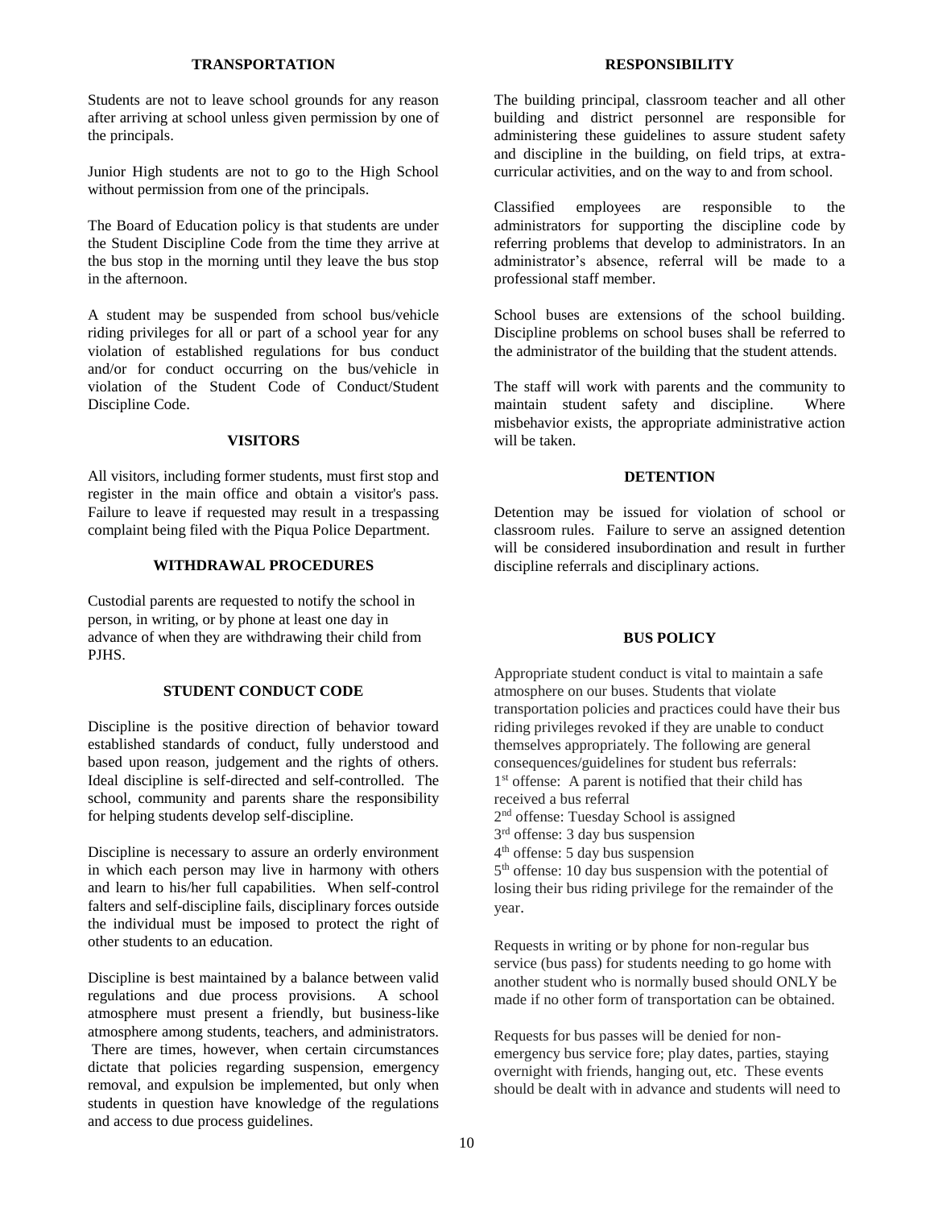## TRANSPORTATION

Students are not to leave school grounds for any reason after arriving at school unless given permission by one of the principals.

Junior High students are not to go to the High School without permission from one of the principals.

The Board of Education policy is that students are under the Student Discipline Code from the time they arrive at the bus stop in the morning until they leave the bus stop in the afternoon.

A student may be suspended from school bus/vehicle riding privileges for all or part of a school year for any violation of established regulations for bus conduct and/or for conduct occurring on the bus/vehicle in violation of the Student Code of Conduct/Student Discipline Code.

## VISITORS

All visitors, including former students, must first stop and register in the main office and obtain a visitor's pass. Failure to leave if requested may result in a trespassing complaint being filed with the Piqua Police Department.

## WITHDRAWAL PROCEDURES

Custodial parents are requested to notify the school in person, in writing, or by phone at least one day in advance of when they are withdrawing their child from PJHS.

## STUDENT CONDUCT CODE

Discipline is the positive direction of behavior toward established standards of conduct, fully understood and based upon reason, judgement and the rights of others. Ideal discipline is self-directed and self-controlled. The school, community and parents share the responsibility for helping students develop self-discipline.

Discipline is necessary to assure an orderly environment in which each person may live in harmony with others and learn to his/her full capabilities. When self-control falters and self-discipline fails, disciplinary forces outside the individual must be imposed to protect the right of other students to an education.

Discipline is best maintained by a balance between valid regulations and due process provisions. A school atmosphere must present a friendly, but business-like atmosphere among students, teachers, and administrators. There are times, however, when certain circumstances dictate that policies regarding suspension, emergency removal, and expulsion be implemented, but only when students in question have knowledge of the regulations and access to due process guidelines.

## RESPONSIBILITY

The building principal, classroom teacher and all other building and district personnel are responsible for administering these guidelines to assure student safety and discipline in the building, on field trips, at extra-curricular activities, and on the way to and from school.

Classified employees are responsible to the administrators for supporting the discipline code by referring problems that develop to administrators. In an administrator's absence, referral will be made to a professional staff member.

School buses are extensions of the school building. Discipline problems on school buses shall be referred to the administrator of the building that the student attends.

The staff will work with parents and the community to maintain student safety and discipline. Where misbehavior exists, the appropriate administrative action will be taken.

## DETENTION

Detention may be issued for violation of school or classroom rules. Failure to serve an assigned detention will be considered insubordination and result in further discipline referrals and disciplinary actions.

## BUS POLICY

Appropriate student conduct is vital to maintain a safe atmosphere on our buses. Students that violate transportation policies and practices could have their bus riding privileges revoked if they are unable to conduct themselves appropriately. The following are general consequences/guidelines for student bus referrals:

1st offense: A parent is notified that their child has received a bus referral
2nd offense: Tuesday School is assigned
3rd offense: 3 day bus suspension
4th offense: 5 day bus suspension
5th offense: 10 day bus suspension with the potential of losing their bus riding privilege for the remainder of the year.

Requests in writing or by phone for non-regular bus service (bus pass) for students needing to go home with another student who is normally bused should ONLY be made if no other form of transportation can be obtained.

Requests for bus passes will be denied for non-emergency bus service fore; play dates, parties, staying overnight with friends, hanging out, etc. These events should be dealt with in advance and students will need to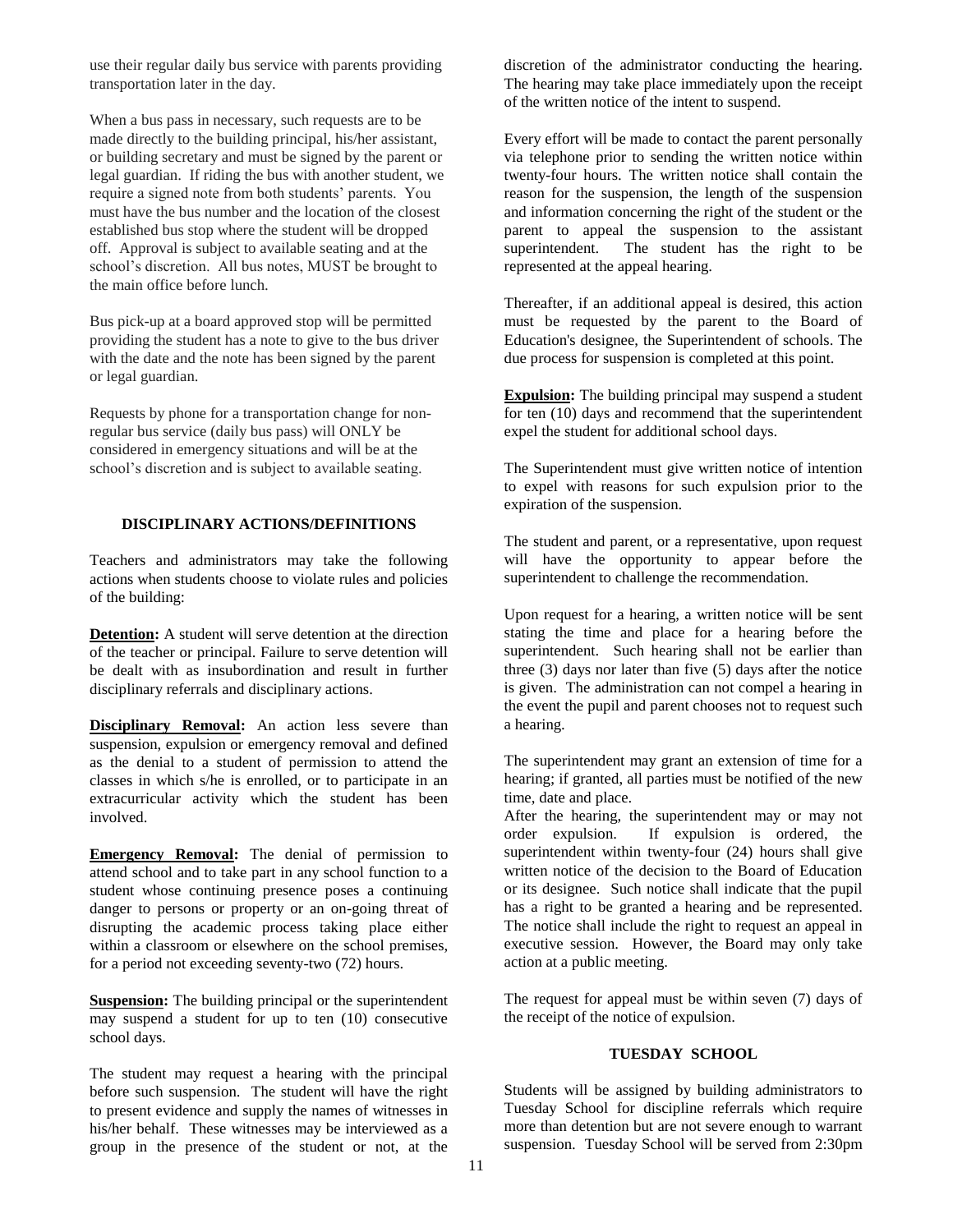use their regular daily bus service with parents providing transportation later in the day.

When a bus pass in necessary, such requests are to be made directly to the building principal, his/her assistant, or building secretary and must be signed by the parent or legal guardian. If riding the bus with another student, we require a signed note from both students' parents. You must have the bus number and the location of the closest established bus stop where the student will be dropped off. Approval is subject to available seating and at the school's discretion. All bus notes, MUST be brought to the main office before lunch.

Bus pick-up at a board approved stop will be permitted providing the student has a note to give to the bus driver with the date and the note has been signed by the parent or legal guardian.

Requests by phone for a transportation change for non-regular bus service (daily bus pass) will ONLY be considered in emergency situations and will be at the school's discretion and is subject to available seating.

## DISCIPLINARY ACTIONS/DEFINITIONS

Teachers and administrators may take the following actions when students choose to violate rules and policies of the building:

**Detention:** A student will serve detention at the direction of the teacher or principal. Failure to serve detention will be dealt with as insubordination and result in further disciplinary referrals and disciplinary actions.

**Disciplinary Removal:** An action less severe than suspension, expulsion or emergency removal and defined as the denial to a student of permission to attend the classes in which s/he is enrolled, or to participate in an extracurricular activity which the student has been involved.

**Emergency Removal:** The denial of permission to attend school and to take part in any school function to a student whose continuing presence poses a continuing danger to persons or property or an on-going threat of disrupting the academic process taking place either within a classroom or elsewhere on the school premises, for a period not exceeding seventy-two (72) hours.

**Suspension:** The building principal or the superintendent may suspend a student for up to ten (10) consecutive school days.

The student may request a hearing with the principal before such suspension. The student will have the right to present evidence and supply the names of witnesses in his/her behalf. These witnesses may be interviewed as a group in the presence of the student or not, at the discretion of the administrator conducting the hearing. The hearing may take place immediately upon the receipt of the written notice of the intent to suspend.

Every effort will be made to contact the parent personally via telephone prior to sending the written notice within twenty-four hours. The written notice shall contain the reason for the suspension, the length of the suspension and information concerning the right of the student or the parent to appeal the suspension to the assistant superintendent. The student has the right to be represented at the appeal hearing.

Thereafter, if an additional appeal is desired, this action must be requested by the parent to the Board of Education's designee, the Superintendent of schools. The due process for suspension is completed at this point.

**Expulsion:** The building principal may suspend a student for ten (10) days and recommend that the superintendent expel the student for additional school days.

The Superintendent must give written notice of intention to expel with reasons for such expulsion prior to the expiration of the suspension.

The student and parent, or a representative, upon request will have the opportunity to appear before the superintendent to challenge the recommendation.

Upon request for a hearing, a written notice will be sent stating the time and place for a hearing before the superintendent. Such hearing shall not be earlier than three (3) days nor later than five (5) days after the notice is given. The administration can not compel a hearing in the event the pupil and parent chooses not to request such a hearing.

The superintendent may grant an extension of time for a hearing; if granted, all parties must be notified of the new time, date and place.

After the hearing, the superintendent may or may not order expulsion. If expulsion is ordered, the superintendent within twenty-four (24) hours shall give written notice of the decision to the Board of Education or its designee. Such notice shall indicate that the pupil has a right to be granted a hearing and be represented. The notice shall include the right to request an appeal in executive session. However, the Board may only take action at a public meeting.

The request for appeal must be within seven (7) days of the receipt of the notice of expulsion.

## TUESDAY SCHOOL

Students will be assigned by building administrators to Tuesday School for discipline referrals which require more than detention but are not severe enough to warrant suspension. Tuesday School will be served from 2:30pm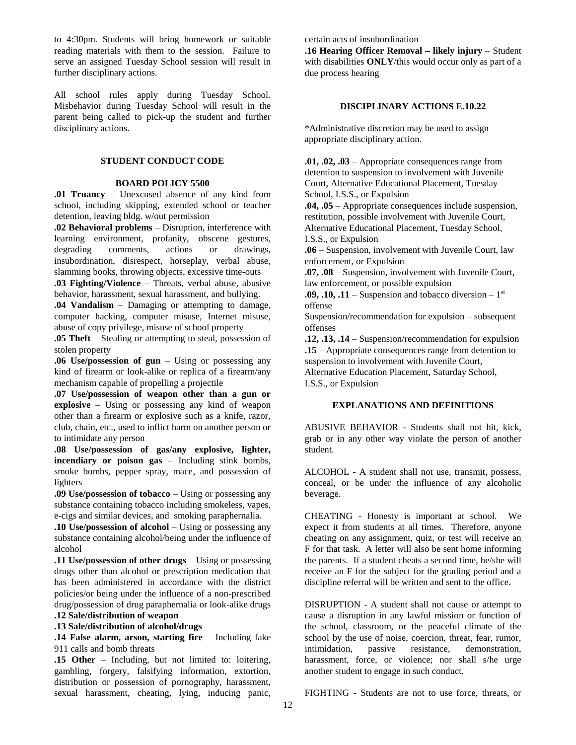to 4:30pm. Students will bring homework or suitable reading materials with them to the session. Failure to serve an assigned Tuesday School session will result in further disciplinary actions.

All school rules apply during Tuesday School. Misbehavior during Tuesday School will result in the parent being called to pick-up the student and further disciplinary actions.

### STUDENT CONDUCT CODE

### BOARD POLICY 5500

**.01 Truancy** – Unexcused absence of any kind from school, including skipping, extended school or teacher detention, leaving bldg. w/out permission

**.02 Behavioral problems** – Disruption, interference with learning environment, profanity, obscene gestures, degrading comments, actions or drawings, insubordination, disrespect, horseplay, verbal abuse, slamming books, throwing objects, excessive time-outs

**.03 Fighting/Violence** – Threats, verbal abuse, abusive behavior, harassment, sexual harassment, and bullying.

**.04 Vandalism** – Damaging or attempting to damage, computer hacking, computer misuse, Internet misuse, abuse of copy privilege, misuse of school property

**.05 Theft** – Stealing or attempting to steal, possession of stolen property

**.06 Use/possession of gun** – Using or possessing any kind of firearm or look-alike or replica of a firearm/any mechanism capable of propelling a projectile

**.07 Use/possession of weapon other than a gun or explosive** – Using or possessing any kind of weapon other than a firearm or explosive such as a knife, razor, club, chain, etc., used to inflict harm on another person or to intimidate any person

**.08 Use/possession of gas/any explosive, lighter, incendiary or poison gas** – Including stink bombs, smoke bombs, pepper spray, mace, and possession of lighters

**.09 Use/possession of tobacco** – Using or possessing any substance containing tobacco including smokeless, vapes, e-cigs and similar devices, and smoking paraphernalia.

**.10 Use/possession of alcohol** – Using or possessing any substance containing alcohol/being under the influence of alcohol

**.11 Use/possession of other drugs** – Using or possessing drugs other than alcohol or prescription medication that has been administered in accordance with the district policies/or being under the influence of a non-prescribed drug/possession of drug paraphernalia or look-alike drugs

**.12 Sale/distribution of weapon**

**.13 Sale/distribution of alcohol/drugs**

**.14 False alarm, arson, starting fire** – Including fake 911 calls and bomb threats

**.15 Other** – Including, but not limited to: loitering, gambling, forgery, falsifying information, extortion, distribution or possession of pornography, harassment, sexual harassment, cheating, lying, inducing panic, certain acts of insubordination

**.16 Hearing Officer Removal – likely injury** – Student with disabilities **ONLY**/this would occur only as part of a due process hearing

### DISCIPLINARY ACTIONS E.10.22

*Administrative discretion may be used to assign appropriate disciplinary action.

**.01, .02, .03** – Appropriate consequences range from detention to suspension to involvement with Juvenile Court, Alternative Educational Placement, Tuesday School, I.S.S., or Expulsion

**.04, .05** – Appropriate consequences include suspension, restitution, possible involvement with Juvenile Court, Alternative Educational Placement, Tuesday School, I.S.S., or Expulsion

**.06** – Suspension, involvement with Juvenile Court, law enforcement, or Expulsion

**.07, .08** – Suspension, involvement with Juvenile Court, law enforcement, or possible expulsion

**.09, .10, .11** – Suspension and tobacco diversion – 1st offense

Suspension/recommendation for expulsion – subsequent offenses

**.12, .13, .14** – Suspension/recommendation for expulsion

**.15** – Appropriate consequences range from detention to suspension to involvement with Juvenile Court, Alternative Education Placement, Saturday School, I.S.S., or Expulsion

### EXPLANATIONS AND DEFINITIONS

ABUSIVE BEHAVIOR - Students shall not hit, kick, grab or in any other way violate the person of another student.

ALCOHOL - A student shall not use, transmit, possess, conceal, or be under the influence of any alcoholic beverage.

CHEATING - Honesty is important at school. We expect it from students at all times. Therefore, anyone cheating on any assignment, quiz, or test will receive an F for that task. A letter will also be sent home informing the parents. If a student cheats a second time, he/she will receive an F for the subject for the grading period and a discipline referral will be written and sent to the office.

DISRUPTION - A student shall not cause or attempt to cause a disruption in any lawful mission or function of the school, classroom, or the peaceful climate of the school by the use of noise, coercion, threat, fear, rumor, intimidation, passive resistance, demonstration, harassment, force, or violence; nor shall s/he urge another student to engage in such conduct.

FIGHTING - Students are not to use force, threats, or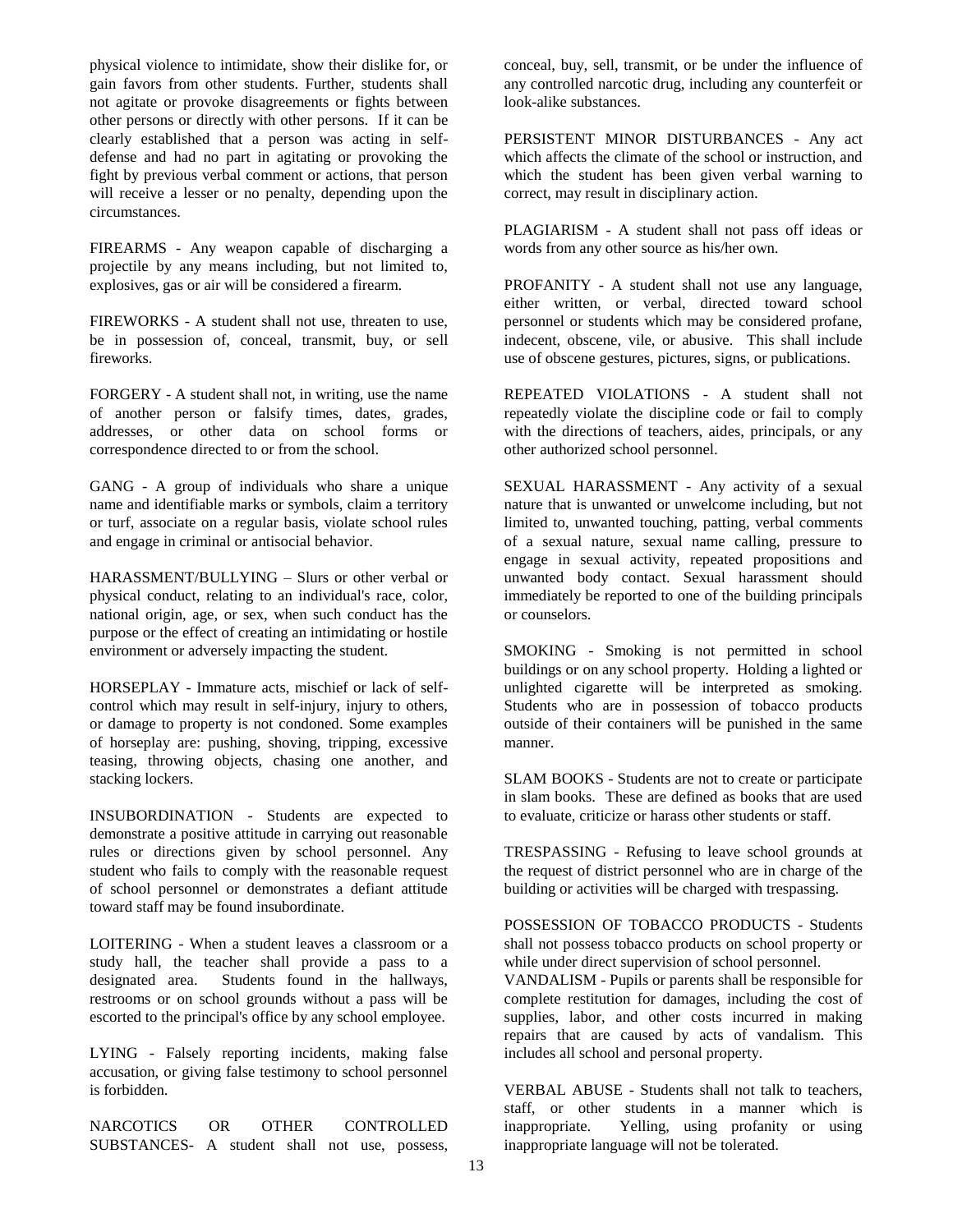physical violence to intimidate, show their dislike for, or gain favors from other students. Further, students shall not agitate or provoke disagreements or fights between other persons or directly with other persons. If it can be clearly established that a person was acting in self-defense and had no part in agitating or provoking the fight by previous verbal comment or actions, that person will receive a lesser or no penalty, depending upon the circumstances.

FIREARMS - Any weapon capable of discharging a projectile by any means including, but not limited to, explosives, gas or air will be considered a firearm.

FIREWORKS - A student shall not use, threaten to use, be in possession of, conceal, transmit, buy, or sell fireworks.

FORGERY - A student shall not, in writing, use the name of another person or falsify times, dates, grades, addresses, or other data on school forms or correspondence directed to or from the school.

GANG - A group of individuals who share a unique name and identifiable marks or symbols, claim a territory or turf, associate on a regular basis, violate school rules and engage in criminal or antisocial behavior.

HARASSMENT/BULLYING – Slurs or other verbal or physical conduct, relating to an individual's race, color, national origin, age, or sex, when such conduct has the purpose or the effect of creating an intimidating or hostile environment or adversely impacting the student.

HORSEPLAY - Immature acts, mischief or lack of self-control which may result in self-injury, injury to others, or damage to property is not condoned. Some examples of horseplay are: pushing, shoving, tripping, excessive teasing, throwing objects, chasing one another, and stacking lockers.

INSUBORDINATION - Students are expected to demonstrate a positive attitude in carrying out reasonable rules or directions given by school personnel. Any student who fails to comply with the reasonable request of school personnel or demonstrates a defiant attitude toward staff may be found insubordinate.

LOITERING - When a student leaves a classroom or a study hall, the teacher shall provide a pass to a designated area. Students found in the hallways, restrooms or on school grounds without a pass will be escorted to the principal's office by any school employee.

LYING - Falsely reporting incidents, making false accusation, or giving false testimony to school personnel is forbidden.

NARCOTICS OR OTHER CONTROLLED SUBSTANCES- A student shall not use, possess, conceal, buy, sell, transmit, or be under the influence of any controlled narcotic drug, including any counterfeit or look-alike substances.

PERSISTENT MINOR DISTURBANCES - Any act which affects the climate of the school or instruction, and which the student has been given verbal warning to correct, may result in disciplinary action.

PLAGIARISM - A student shall not pass off ideas or words from any other source as his/her own.

PROFANITY - A student shall not use any language, either written, or verbal, directed toward school personnel or students which may be considered profane, indecent, obscene, vile, or abusive. This shall include use of obscene gestures, pictures, signs, or publications.

REPEATED VIOLATIONS - A student shall not repeatedly violate the discipline code or fail to comply with the directions of teachers, aides, principals, or any other authorized school personnel.

SEXUAL HARASSMENT - Any activity of a sexual nature that is unwanted or unwelcome including, but not limited to, unwanted touching, patting, verbal comments of a sexual nature, sexual name calling, pressure to engage in sexual activity, repeated propositions and unwanted body contact. Sexual harassment should immediately be reported to one of the building principals or counselors.

SMOKING - Smoking is not permitted in school buildings or on any school property. Holding a lighted or unlighted cigarette will be interpreted as smoking. Students who are in possession of tobacco products outside of their containers will be punished in the same manner.

SLAM BOOKS - Students are not to create or participate in slam books. These are defined as books that are used to evaluate, criticize or harass other students or staff.

TRESPASSING - Refusing to leave school grounds at the request of district personnel who are in charge of the building or activities will be charged with trespassing.

POSSESSION OF TOBACCO PRODUCTS - Students shall not possess tobacco products on school property or while under direct supervision of school personnel.

VANDALISM - Pupils or parents shall be responsible for complete restitution for damages, including the cost of supplies, labor, and other costs incurred in making repairs that are caused by acts of vandalism. This includes all school and personal property.

VERBAL ABUSE - Students shall not talk to teachers, staff, or other students in a manner which is inappropriate. Yelling, using profanity or using inappropriate language will not be tolerated.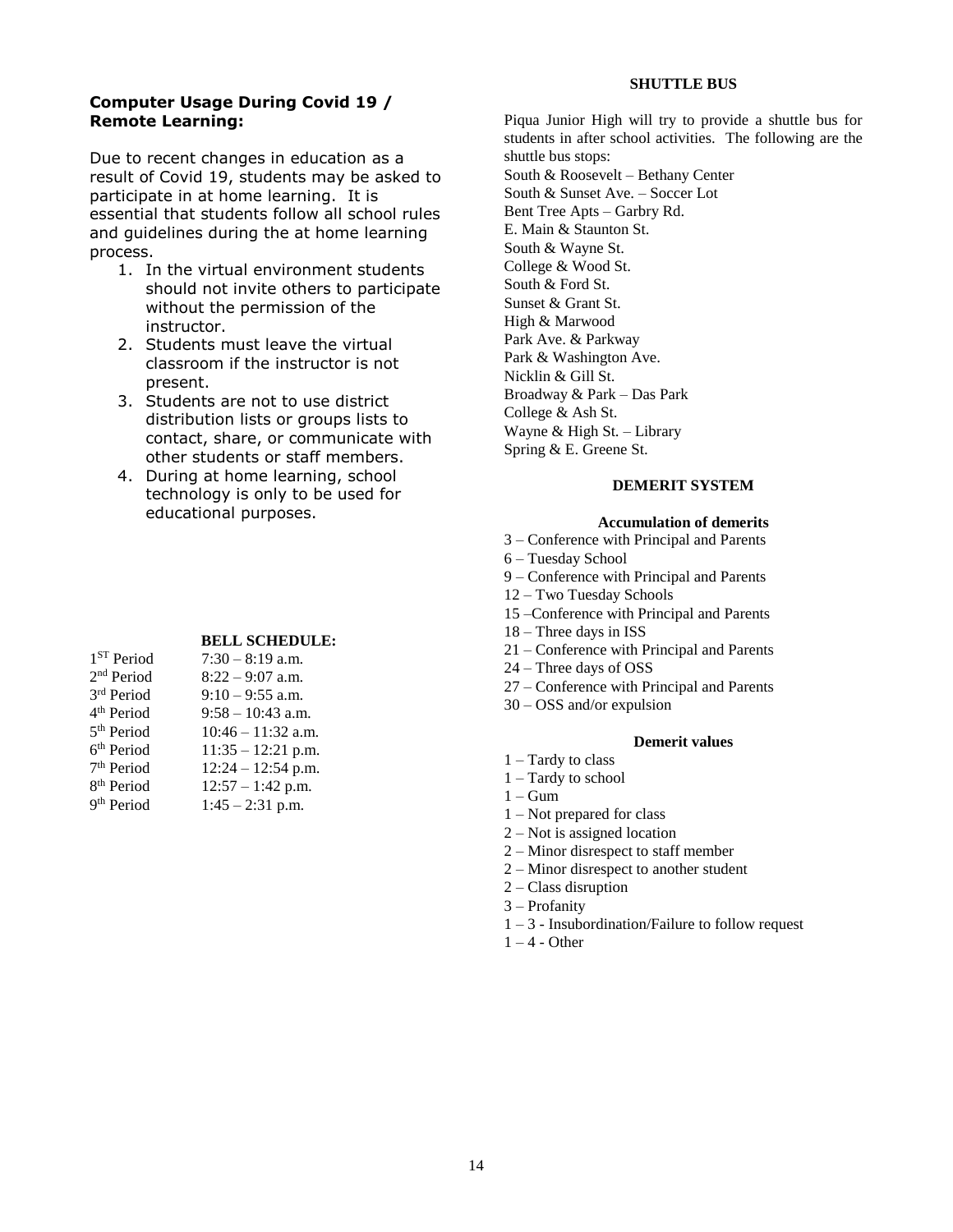## Computer Usage During Covid 19 / Remote Learning:

Due to recent changes in education as a result of Covid 19, students may be asked to participate in at home learning. It is essential that students follow all school rules and guidelines during the at home learning process.

1. In the virtual environment students should not invite others to participate without the permission of the instructor.
2. Students must leave the virtual classroom if the instructor is not present.
3. Students are not to use district distribution lists or groups lists to contact, share, or communicate with other students or staff members.
4. During at home learning, school technology is only to be used for educational purposes.

### BELL SCHEDULE:

| | |
|---|---|
| 1ST Period | 7:30 – 8:19 a.m. |
| 2nd Period | 8:22 – 9:07 a.m. |
| 3rd Period | 9:10 – 9:55 a.m. |
| 4th Period | 9:58 – 10:43 a.m. |
| 5th Period | 10:46 – 11:32 a.m. |
| 6th Period | 11:35 – 12:21 p.m. |
| 7th Period | 12:24 – 12:54 p.m. |
| 8th Period | 12:57 – 1:42 p.m. |
| 9th Period | 1:45 – 2:31 p.m. |

### SHUTTLE BUS

Piqua Junior High will try to provide a shuttle bus for students in after school activities. The following are the shuttle bus stops:

South & Roosevelt – Bethany Center
South & Sunset Ave. – Soccer Lot
Bent Tree Apts – Garbry Rd.
E. Main & Staunton St.
South & Wayne St.
College & Wood St.
South & Ford St.
Sunset & Grant St.
High & Marwood
Park Ave. & Parkway
Park & Washington Ave.
Nicklin & Gill St.
Broadway & Park – Das Park
College & Ash St.
Wayne & High St. – Library
Spring & E. Greene St.

### DEMERIT SYSTEM

#### Accumulation of demerits

3 – Conference with Principal and Parents
6 – Tuesday School
9 – Conference with Principal and Parents
12 – Two Tuesday Schools
15 –Conference with Principal and Parents
18 – Three days in ISS
21 – Conference with Principal and Parents
24 – Three days of OSS
27 – Conference with Principal and Parents
30 – OSS and/or expulsion

#### Demerit values

1 – Tardy to class
1 – Tardy to school
1 – Gum
1 – Not prepared for class
2 – Not is assigned location
2 – Minor disrespect to staff member
2 – Minor disrespect to another student
2 – Class disruption
3 – Profanity
1 – 3 - Insubordination/Failure to follow request
1 – 4 - Other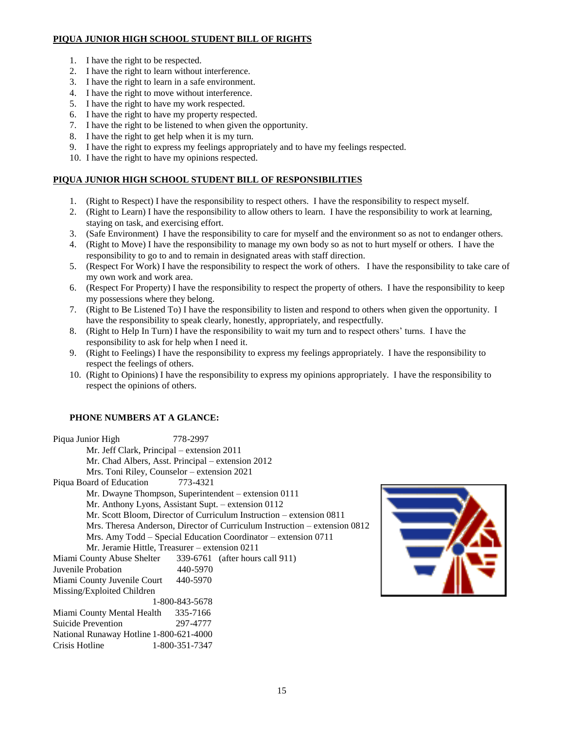**PIQUA JUNIOR HIGH SCHOOL STUDENT BILL OF RIGHTS**

1. I have the right to be respected.
2. I have the right to learn without interference.
3. I have the right to learn in a safe environment.
4. I have the right to move without interference.
5. I have the right to have my work respected.
6. I have the right to have my property respected.
7. I have the right to be listened to when given the opportunity.
8. I have the right to get help when it is my turn.
9. I have the right to express my feelings appropriately and to have my feelings respected.
10. I have the right to have my opinions respected.

**PIQUA JUNIOR HIGH SCHOOL STUDENT BILL OF RESPONSIBILITIES**

1. (Right to Respect) I have the responsibility to respect others. I have the responsibility to respect myself.
2. (Right to Learn) I have the responsibility to allow others to learn. I have the responsibility to work at learning, staying on task, and exercising effort.
3. (Safe Environment) I have the responsibility to care for myself and the environment so as not to endanger others.
4. (Right to Move) I have the responsibility to manage my own body so as not to hurt myself or others. I have the responsibility to go to and to remain in designated areas with staff direction.
5. (Respect For Work) I have the responsibility to respect the work of others. I have the responsibility to take care of my own work and work area.
6. (Respect For Property) I have the responsibility to respect the property of others. I have the responsibility to keep my possessions where they belong.
7. (Right to Be Listened To) I have the responsibility to listen and respond to others when given the opportunity. I have the responsibility to speak clearly, honestly, appropriately, and respectfully.
8. (Right to Help In Turn) I have the responsibility to wait my turn and to respect others' turns. I have the responsibility to ask for help when I need it.
9. (Right to Feelings) I have the responsibility to express my feelings appropriately. I have the responsibility to respect the feelings of others.
10. (Right to Opinions) I have the responsibility to express my opinions appropriately. I have the responsibility to respect the opinions of others.

**PHONE NUMBERS AT A GLANCE:**

Piqua Junior High 778-2997
- Mr. Jeff Clark, Principal – extension 2011
- Mr. Chad Albers, Asst. Principal – extension 2012
- Mrs. Toni Riley, Counselor – extension 2021

Piqua Board of Education 773-4321
- Mr. Dwayne Thompson, Superintendent – extension 0111
- Mr. Anthony Lyons, Assistant Supt. – extension 0112
- Mr. Scott Bloom, Director of Curriculum Instruction – extension 0811
- Mrs. Theresa Anderson, Director of Curriculum Instruction – extension 0812
- Mrs. Amy Todd – Special Education Coordinator – extension 0711
- Mr. Jeramie Hittle, Treasurer – extension 0211

Miami County Abuse Shelter 339-6761 (after hours call 911)
Juvenile Probation 440-5970
Miami County Juvenile Court 440-5970
Missing/Exploited Children 1-800-843-5678
Miami County Mental Health 335-7166
Suicide Prevention 297-4777
National Runaway Hotline 1-800-621-4000
Crisis Hotline 1-800-351-7347